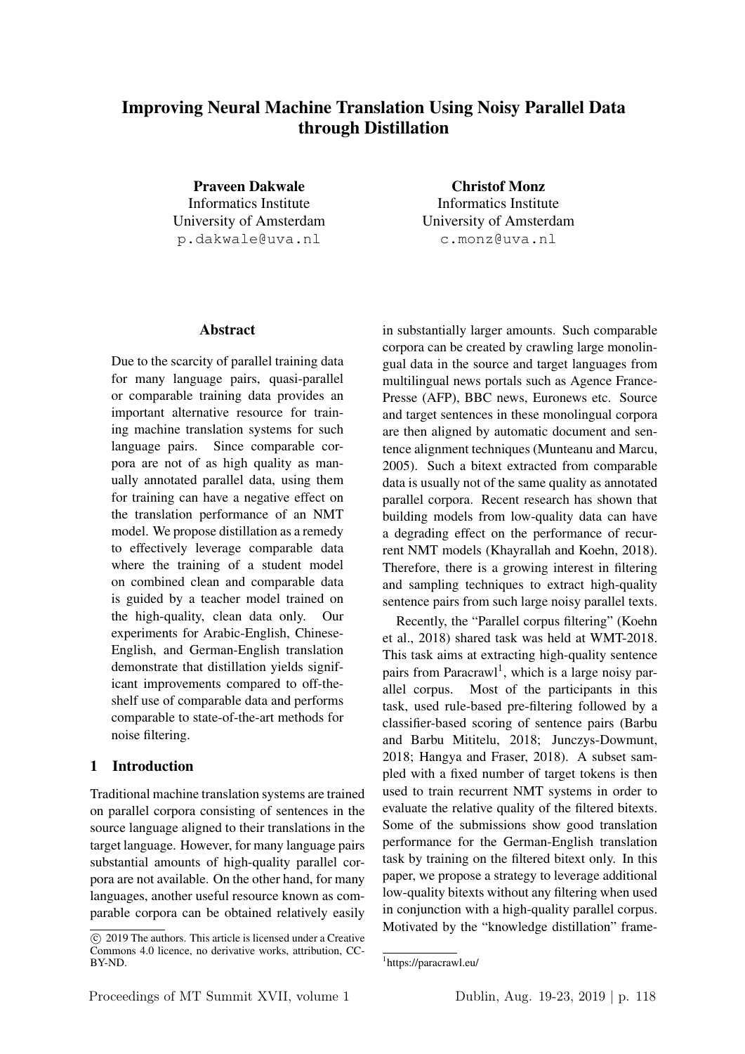# Improving Neural Machine Translation Using Noisy Parallel Data through Distillation

**Praveen Dakwale**
Informatics Institute
University of Amsterdam
p.dakwale@uva.nl

**Christof Monz**
Informatics Institute
University of Amsterdam
c.monz@uva.nl

## Abstract

Due to the scarcity of parallel training data for many language pairs, quasi-parallel or comparable training data provides an important alternative resource for training machine translation systems for such language pairs. Since comparable corpora are not of as high quality as manually annotated parallel data, using them for training can have a negative effect on the translation performance of an NMT model. We propose distillation as a remedy to effectively leverage comparable data where the training of a student model on combined clean and comparable data is guided by a teacher model trained on the high-quality, clean data only. Our experiments for Arabic-English, Chinese-English, and German-English translation demonstrate that distillation yields significant improvements compared to off-the-shelf use of comparable data and performs comparable to state-of-the-art methods for noise filtering.

## 1 Introduction

Traditional machine translation systems are trained on parallel corpora consisting of sentences in the source language aligned to their translations in the target language. However, for many language pairs substantial amounts of high-quality parallel corpora are not available. On the other hand, for many languages, another useful resource known as comparable corpora can be obtained relatively easily in substantially larger amounts. Such comparable corpora can be created by crawling large monolingual data in the source and target languages from multilingual news portals such as Agence France-Presse (AFP), BBC news, Euronews etc. Source and target sentences in these monolingual corpora are then aligned by automatic document and sentence alignment techniques (Munteanu and Marcu, 2005). Such a bitext extracted from comparable data is usually not of the same quality as annotated parallel corpora. Recent research has shown that building models from low-quality data can have a degrading effect on the performance of recurrent NMT models (Khayrallah and Koehn, 2018). Therefore, there is a growing interest in filtering and sampling techniques to extract high-quality sentence pairs from such large noisy parallel texts.

Recently, the "Parallel corpus filtering" (Koehn et al., 2018) shared task was held at WMT-2018. This task aims at extracting high-quality sentence pairs from Paracrawl[1], which is a large noisy parallel corpus. Most of the participants in this task, used rule-based pre-filtering followed by a classifier-based scoring of sentence pairs (Barbu and Barbu Mititelu, 2018; Junczys-Dowmunt, 2018; Hangya and Fraser, 2018). A subset sampled with a fixed number of target tokens is then used to train recurrent NMT systems in order to evaluate the relative quality of the filtered bitexts. Some of the submissions show good translation performance for the German-English translation task by training on the filtered bitext only. In this paper, we propose a strategy to leverage additional low-quality bitexts without any filtering when used in conjunction with a high-quality parallel corpus. Motivated by the "knowledge distillation" frame-

© 2019 The authors. This article is licensed under a Creative Commons 4.0 licence, no derivative works, attribution, CC-BY-ND.

[1] https://paracrawl.eu/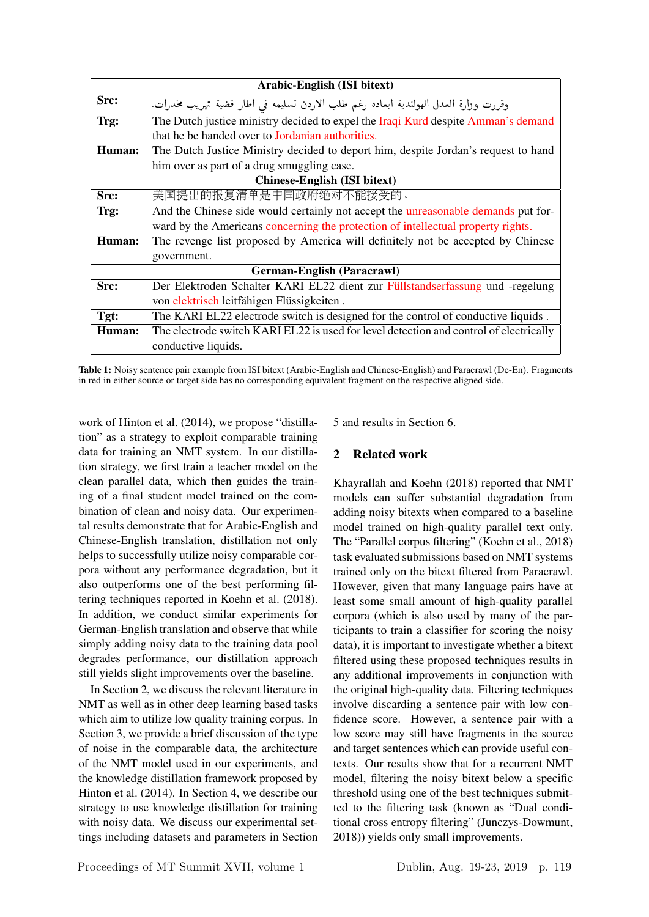| Arabic-English (ISI bitext) | |
|---|---|
| **Src:** | وقررت وزارة العدل الهولندية ابعاده رغم طلب الاردن تسليمه في اطار قضية تهريب مخدرات. |
| **Trg:** | The Dutch justice ministry decided to expel the Iraqi Kurd despite Amman's demand that he be handed over to Jordanian authorities. |
| **Human:** | The Dutch Justice Ministry decided to deport him, despite Jordan's request to hand him over as part of a drug smuggling case. |
| **Chinese-English (ISI bitext)** | |
| **Src:** | 美国提出的报复清单是中国政府绝对不能接受的。 |
| **Trg:** | And the Chinese side would certainly not accept the unreasonable demands put forward by the Americans concerning the protection of intellectual property rights. |
| **Human:** | The revenge list proposed by America will definitely not be accepted by Chinese government. |
| **German-English (Paracrawl)** | |
| **Src:** | Der Elektroden Schalter KARI EL22 dient zur Füllstandserfassung und -regelung von elektrisch leitfähigen Flüssigkeiten . |
| **Tgt:** | The KARI EL22 electrode switch is designed for the control of conductive liquids . |
| **Human:** | The electrode switch KARI EL22 is used for level detection and control of electrically conductive liquids. |

**Table 1:** Noisy sentence pair example from ISI bitext (Arabic-English and Chinese-English) and Paracrawl (De-En). Fragments in red in either source or target side has no corresponding equivalent fragment on the respective aligned side.

work of Hinton et al. (2014), we propose "distillation" as a strategy to exploit comparable training data for training an NMT system. In our distillation strategy, we first train a teacher model on the clean parallel data, which then guides the training of a final student model trained on the combination of clean and noisy data. Our experimental results demonstrate that for Arabic-English and Chinese-English translation, distillation not only helps to successfully utilize noisy comparable corpora without any performance degradation, but it also outperforms one of the best performing filtering techniques reported in Koehn et al. (2018). In addition, we conduct similar experiments for German-English translation and observe that while simply adding noisy data to the training data pool degrades performance, our distillation approach still yields slight improvements over the baseline.

In Section 2, we discuss the relevant literature in NMT as well as in other deep learning based tasks which aim to utilize low quality training corpus. In Section 3, we provide a brief discussion of the type of noise in the comparable data, the architecture of the NMT model used in our experiments, and the knowledge distillation framework proposed by Hinton et al. (2014). In Section 4, we describe our strategy to use knowledge distillation for training with noisy data. We discuss our experimental settings including datasets and parameters in Section 5 and results in Section 6.

## 2 Related work

Khayrallah and Koehn (2018) reported that NMT models can suffer substantial degradation from adding noisy bitexts when compared to a baseline model trained on high-quality parallel text only. The "Parallel corpus filtering" (Koehn et al., 2018) task evaluated submissions based on NMT systems trained only on the bitext filtered from Paracrawl. However, given that many language pairs have at least some small amount of high-quality parallel corpora (which is also used by many of the participants to train a classifier for scoring the noisy data), it is important to investigate whether a bitext filtered using these proposed techniques results in any additional improvements in conjunction with the original high-quality data. Filtering techniques involve discarding a sentence pair with low confidence score. However, a sentence pair with a low score may still have fragments in the source and target sentences which can provide useful contexts. Our results show that for a recurrent NMT model, filtering the noisy bitext below a specific threshold using one of the best techniques submitted to the filtering task (known as "Dual conditional cross entropy filtering" (Junczys-Dowmunt, 2018)) yields only small improvements.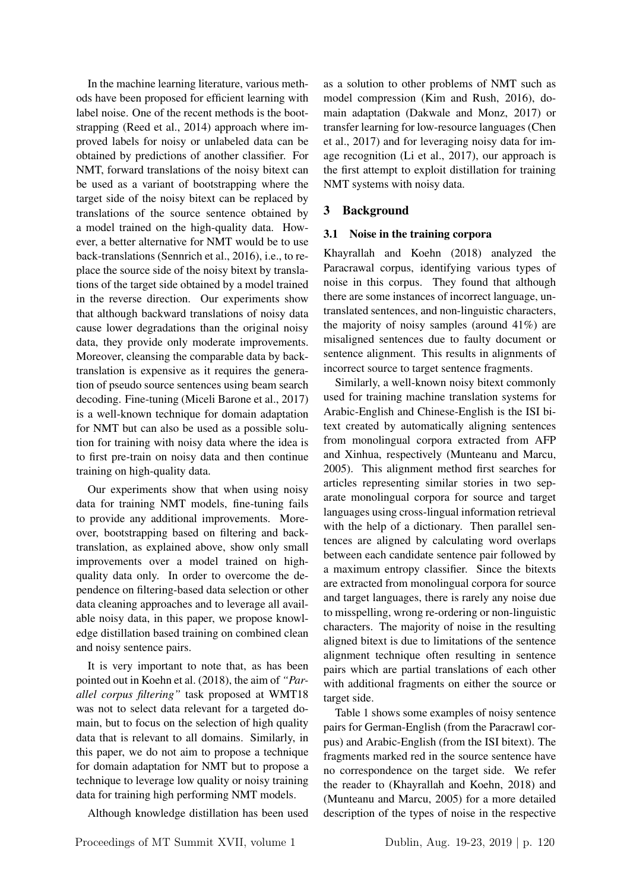In the machine learning literature, various methods have been proposed for efficient learning with label noise. One of the recent methods is the bootstrapping (Reed et al., 2014) approach where improved labels for noisy or unlabeled data can be obtained by predictions of another classifier. For NMT, forward translations of the noisy bitext can be used as a variant of bootstrapping where the target side of the noisy bitext can be replaced by translations of the source sentence obtained by a model trained on the high-quality data. However, a better alternative for NMT would be to use back-translations (Sennrich et al., 2016), i.e., to replace the source side of the noisy bitext by translations of the target side obtained by a model trained in the reverse direction. Our experiments show that although backward translations of noisy data cause lower degradations than the original noisy data, they provide only moderate improvements. Moreover, cleansing the comparable data by back-translation is expensive as it requires the generation of pseudo source sentences using beam search decoding. Fine-tuning (Miceli Barone et al., 2017) is a well-known technique for domain adaptation for NMT but can also be used as a possible solution for training with noisy data where the idea is to first pre-train on noisy data and then continue training on high-quality data.

Our experiments show that when using noisy data for training NMT models, fine-tuning fails to provide any additional improvements. Moreover, bootstrapping based on filtering and back-translation, as explained above, show only small improvements over a model trained on high-quality data only. In order to overcome the dependence on filtering-based data selection or other data cleaning approaches and to leverage all available noisy data, in this paper, we propose knowledge distillation based training on combined clean and noisy sentence pairs.

It is very important to note that, as has been pointed out in Koehn et al. (2018), the aim of *"Parallel corpus filtering"* task proposed at WMT18 was not to select data relevant for a targeted domain, but to focus on the selection of high quality data that is relevant to all domains. Similarly, in this paper, we do not aim to propose a technique for domain adaptation for NMT but to propose a technique to leverage low quality or noisy training data for training high performing NMT models.

Although knowledge distillation has been used as a solution to other problems of NMT such as model compression (Kim and Rush, 2016), domain adaptation (Dakwale and Monz, 2017) or transfer learning for low-resource languages (Chen et al., 2017) and for leveraging noisy data for image recognition (Li et al., 2017), our approach is the first attempt to exploit distillation for training NMT systems with noisy data.

## 3 Background

### 3.1 Noise in the training corpora

Khayrallah and Koehn (2018) analyzed the Paracrawal corpus, identifying various types of noise in this corpus. They found that although there are some instances of incorrect language, untranslated sentences, and non-linguistic characters, the majority of noisy samples (around 41%) are misaligned sentences due to faulty document or sentence alignment. This results in alignments of incorrect source to target sentence fragments.

Similarly, a well-known noisy bitext commonly used for training machine translation systems for Arabic-English and Chinese-English is the ISI bitext created by automatically aligning sentences from monolingual corpora extracted from AFP and Xinhua, respectively (Munteanu and Marcu, 2005). This alignment method first searches for articles representing similar stories in two separate monolingual corpora for source and target languages using cross-lingual information retrieval with the help of a dictionary. Then parallel sentences are aligned by calculating word overlaps between each candidate sentence pair followed by a maximum entropy classifier. Since the bitexts are extracted from monolingual corpora for source and target languages, there is rarely any noise due to misspelling, wrong re-ordering or non-linguistic characters. The majority of noise in the resulting aligned bitext is due to limitations of the sentence alignment technique often resulting in sentence pairs which are partial translations of each other with additional fragments on either the source or target side.

Table 1 shows some examples of noisy sentence pairs for German-English (from the Paracrawl corpus) and Arabic-English (from the ISI bitext). The fragments marked red in the source sentence have no correspondence on the target side. We refer the reader to (Khayrallah and Koehn, 2018) and (Munteanu and Marcu, 2005) for a more detailed description of the types of noise in the respective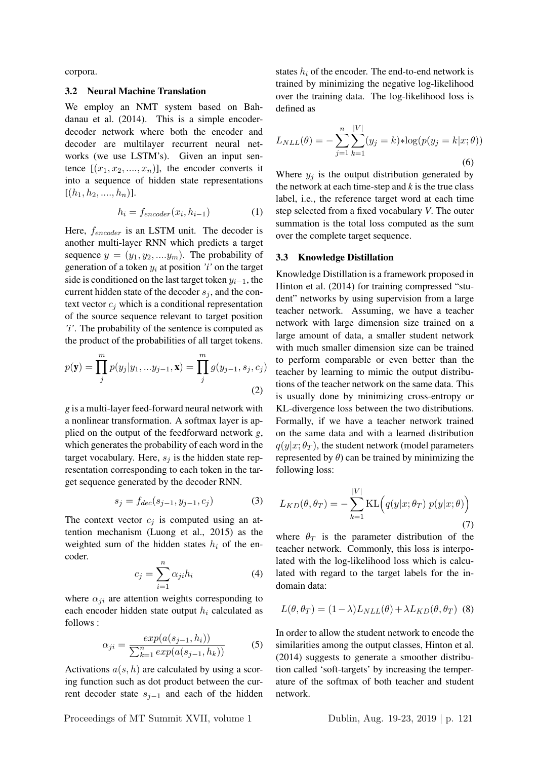corpora.

### 3.2 Neural Machine Translation

We employ an NMT system based on Bahdanau et al. (2014). This is a simple encoder-decoder network where both the encoder and decoder are multilayer recurrent neural networks (we use LSTM's). Given an input sentence $[(x_1, x_2, ...., x_n)]$, the encoder converts it into a sequence of hidden state representations $[(h_1, h_2, ...., h_n)]$.

$$h_i = f_{encoder}(x_i, h_{i-1}) \tag{1}$$

Here, $f_{encoder}$ is an LSTM unit. The decoder is another multi-layer RNN which predicts a target sequence $y = (y_1, y_2, ....y_m)$. The probability of generation of a token $y_i$ at position *'i'* on the target side is conditioned on the last target token $y_{i-1}$, the current hidden state of the decoder $s_j$, and the context vector $c_j$ which is a conditional representation of the source sequence relevant to target position *'i'*. The probability of the sentence is computed as the product of the probabilities of all target tokens.

$$p(\mathbf{y}) = \prod_{j}^{m} p(y_j|y_1, ...y_{j-1}, \mathbf{x}) = \prod_{j}^{m} g(y_{j-1}, s_j, c_j) \tag{2}$$

*g* is a multi-layer feed-forward neural network with a nonlinear transformation. A softmax layer is applied on the output of the feedforward network *g*, which generates the probability of each word in the target vocabulary. Here, $s_j$ is the hidden state representation corresponding to each token in the target sequence generated by the decoder RNN.

$$s_j = f_{dec}(s_{j-1}, y_{j-1}, c_j) \tag{3}$$

The context vector $c_j$ is computed using an attention mechanism (Luong et al., 2015) as the weighted sum of the hidden states $h_i$ of the encoder.

$$c_j = \sum_{i=1}^{n} \alpha_{ji} h_i \tag{4}$$

where $\alpha_{ji}$ are attention weights corresponding to each encoder hidden state output $h_i$ calculated as follows :

$$\alpha_{ji} = \frac{exp(a(s_{j-1}, h_i))}{\sum_{k=1}^{n} exp(a(s_{j-1}, h_k))} \tag{5}$$

Activations $a(s, h)$ are calculated by using a scoring function such as dot product between the current decoder state $s_{j-1}$ and each of the hidden states $h_i$ of the encoder. The end-to-end network is trained by minimizing the negative log-likelihood over the training data. The log-likelihood loss is defined as

$$L_{NLL}(\theta) = -\sum_{j=1}^{n} \sum_{k=1}^{|V|} (y_j = k) * \log(p(y_j = k|x; \theta)) \tag{6}$$

Where $y_j$ is the output distribution generated by the network at each time-step and *k* is the true class label, i.e., the reference target word at each time step selected from a fixed vocabulary *V*. The outer summation is the total loss computed as the sum over the complete target sequence.

### 3.3 Knowledge Distillation

Knowledge Distillation is a framework proposed in Hinton et al. (2014) for training compressed "student" networks by using supervision from a large teacher network. Assuming, we have a teacher network with large dimension size trained on a large amount of data, a smaller student network with much smaller dimension size can be trained to perform comparable or even better than the teacher by learning to mimic the output distributions of the teacher network on the same data. This is usually done by minimizing cross-entropy or KL-divergence loss between the two distributions. Formally, if we have a teacher network trained on the same data and with a learned distribution $q(y|x; \theta_T)$, the student network (model parameters represented by $\theta$) can be trained by minimizing the following loss:

$$L_{KD}(\theta, \theta_T) = -\sum_{k=1}^{|V|} \mathrm{KL}\Big(q(y|x; \theta_T)\; p(y|x; \theta)\Big) \tag{7}$$

where $\theta_T$ is the parameter distribution of the teacher network. Commonly, this loss is interpolated with the log-likelihood loss which is calculated with regard to the target labels for the in-domain data:

$$L(\theta, \theta_T) = (1-\lambda) L_{NLL}(\theta) + \lambda L_{KD}(\theta, \theta_T) \tag{8}$$

In order to allow the student network to encode the similarities among the output classes, Hinton et al. (2014) suggests to generate a smoother distribution called 'soft-targets' by increasing the temperature of the softmax of both teacher and student network.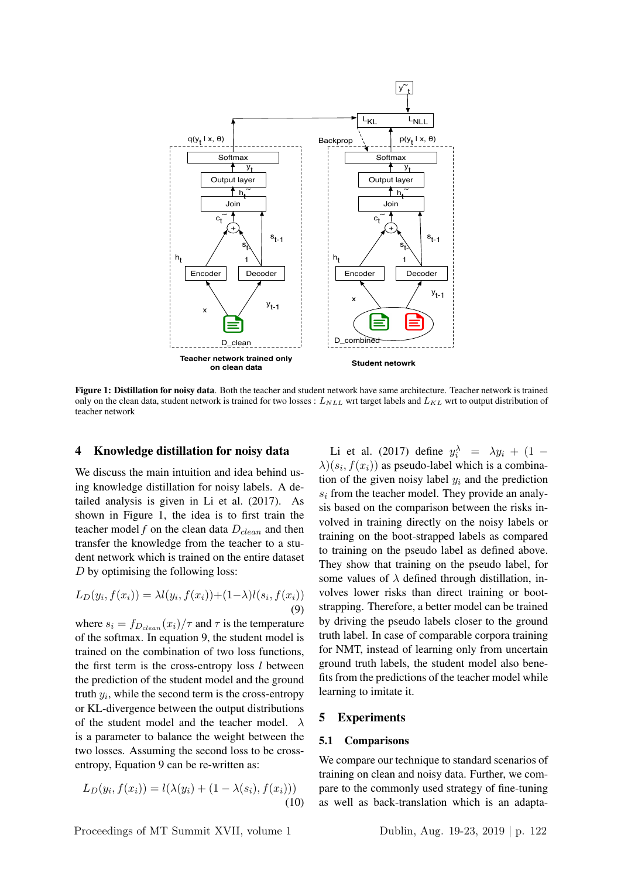**Figure 1: Distillation for noisy data**. Both the teacher and student network have same architecture. Teacher network is trained only on the clean data, student network is trained for two losses : $L_{NLL}$ wrt target labels and $L_{KL}$ wrt to output distribution of teacher network

## 4 Knowledge distillation for noisy data

We discuss the main intuition and idea behind using knowledge distillation for noisy labels. A detailed analysis is given in Li et al. (2017). As shown in Figure 1, the idea is to first train the teacher model $f$ on the clean data $D_{clean}$ and then transfer the knowledge from the teacher to a student network which is trained on the entire dataset $D$ by optimising the following loss:

$$L_D(y_i, f(x_i)) = \lambda l(y_i, f(x_i)) + (1-\lambda) l(s_i, f(x_i)) \quad (9)$$

where $s_i = f_{D_{clean}}(x_i)/\tau$ and $\tau$ is the temperature of the softmax. In equation 9, the student model is trained on the combination of two loss functions, the first term is the cross-entropy loss $l$ between the prediction of the student model and the ground truth $y_i$, while the second term is the cross-entropy or KL-divergence between the output distributions of the student model and the teacher model. $\lambda$ is a parameter to balance the weight between the two losses. Assuming the second loss to be cross-entropy, Equation 9 can be re-written as:

$$L_D(y_i, f(x_i)) = l(\lambda(y_i) + (1-\lambda(s_i), f(x_i))) \quad (10)$$

Li et al. (2017) define $y_i^{\lambda} = \lambda y_i + (1 - \lambda)(s_i, f(x_i))$ as pseudo-label which is a combination of the given noisy label $y_i$ and the prediction $s_i$ from the teacher model. They provide an analysis based on the comparison between the risks involved in training directly on the noisy labels or training on the boot-strapped labels as compared to training on the pseudo label as defined above. They show that training on the pseudo label, for some values of $\lambda$ defined through distillation, involves lower risks than direct training or bootstrapping. Therefore, a better model can be trained by driving the pseudo labels closer to the ground truth label. In case of comparable corpora training for NMT, instead of learning only from uncertain ground truth labels, the student model also benefits from the predictions of the teacher model while learning to imitate it.

## 5 Experiments

### 5.1 Comparisons

We compare our technique to standard scenarios of training on clean and noisy data. Further, we compare to the commonly used strategy of fine-tuning as well as back-translation which is an adapta-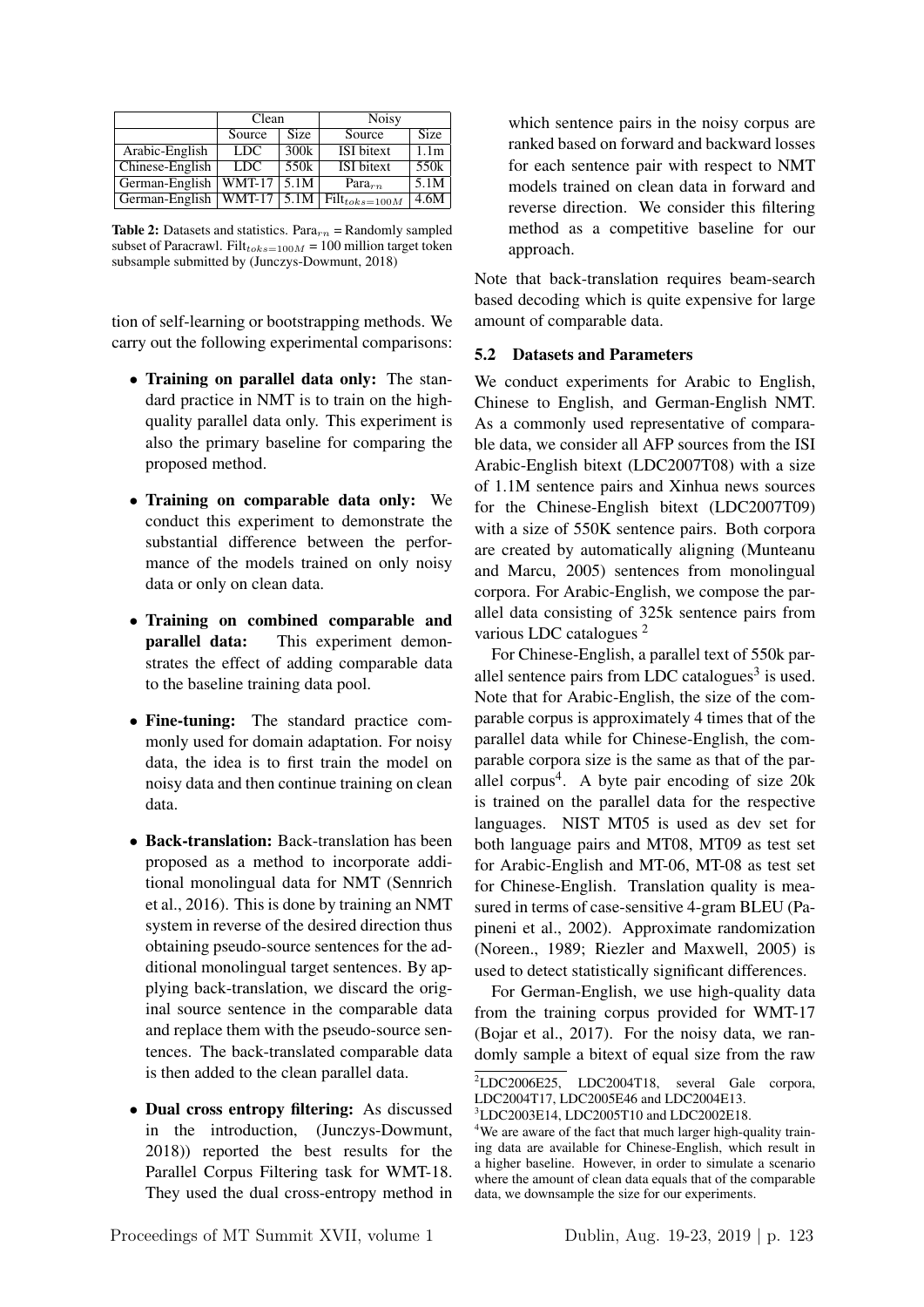| | Clean | | Noisy | |
|---|---|---|---|---|
| | Source | Size | Source | Size |
| Arabic-English | LDC | 300k | ISI bitext | 1.1m |
| Chinese-English | LDC | 550k | ISI bitext | 550k |
| German-English | WMT-17 | 5.1M | $\text{Para}_{rn}$ | 5.1M |
| German-English | WMT-17 | 5.1M | $\text{Filt}_{toks=100M}$ | 4.6M |

**Table 2:** Datasets and statistics. $\text{Para}_{rn}$ = Randomly sampled subset of Paracrawl. $\text{Filt}_{toks=100M}$ = 100 million target token subsample submitted by (Junczys-Dowmunt, 2018)

tion of self-learning or bootstrapping methods. We carry out the following experimental comparisons:

- **Training on parallel data only:** The standard practice in NMT is to train on the high-quality parallel data only. This experiment is also the primary baseline for comparing the proposed method.
- **Training on comparable data only:** We conduct this experiment to demonstrate the substantial difference between the performance of the models trained on only noisy data or only on clean data.
- **Training on combined comparable and parallel data:** This experiment demonstrates the effect of adding comparable data to the baseline training data pool.
- **Fine-tuning:** The standard practice commonly used for domain adaptation. For noisy data, the idea is to first train the model on noisy data and then continue training on clean data.
- **Back-translation:** Back-translation has been proposed as a method to incorporate additional monolingual data for NMT (Sennrich et al., 2016). This is done by training an NMT system in reverse of the desired direction thus obtaining pseudo-source sentences for the additional monolingual target sentences. By applying back-translation, we discard the original source sentence in the comparable data and replace them with the pseudo-source sentences. The back-translated comparable data is then added to the clean parallel data.
- **Dual cross entropy filtering:** As discussed in the introduction, (Junczys-Dowmunt, 2018)) reported the best results for the Parallel Corpus Filtering task for WMT-18. They used the dual cross-entropy method in which sentence pairs in the noisy corpus are ranked based on forward and backward losses for each sentence pair with respect to NMT models trained on clean data in forward and reverse direction. We consider this filtering method as a competitive baseline for our approach.

Note that back-translation requires beam-search based decoding which is quite expensive for large amount of comparable data.

### 5.2 Datasets and Parameters

We conduct experiments for Arabic to English, Chinese to English, and German-English NMT. As a commonly used representative of comparable data, we consider all AFP sources from the ISI Arabic-English bitext (LDC2007T08) with a size of 1.1M sentence pairs and Xinhua news sources for the Chinese-English bitext (LDC2007T09) with a size of 550K sentence pairs. Both corpora are created by automatically aligning (Munteanu and Marcu, 2005) sentences from monolingual corpora. For Arabic-English, we compose the parallel data consisting of 325k sentence pairs from various LDC catalogues [2]

For Chinese-English, a parallel text of 550k parallel sentence pairs from LDC catalogues[3] is used. Note that for Arabic-English, the size of the comparable corpus is approximately 4 times that of the parallel data while for Chinese-English, the comparable corpora size is the same as that of the parallel corpus[4]. A byte pair encoding of size 20k is trained on the parallel data for the respective languages. NIST MT05 is used as dev set for both language pairs and MT08, MT09 as test set for Arabic-English and MT-06, MT-08 as test set for Chinese-English. Translation quality is measured in terms of case-sensitive 4-gram BLEU (Papineni et al., 2002). Approximate randomization (Noreen., 1989; Riezler and Maxwell, 2005) is used to detect statistically significant differences.

For German-English, we use high-quality data from the training corpus provided for WMT-17 (Bojar et al., 2017). For the noisy data, we randomly sample a bitext of equal size from the raw

[2] LDC2006E25, LDC2004T18, several Gale corpora, LDC2004T17, LDC2005E46 and LDC2004E13.

[3] LDC2003E14, LDC2005T10 and LDC2002E18.

[4] We are aware of the fact that much larger high-quality training data are available for Chinese-English, which result in a higher baseline. However, in order to simulate a scenario where the amount of clean data equals that of the comparable data, we downsample the size for our experiments.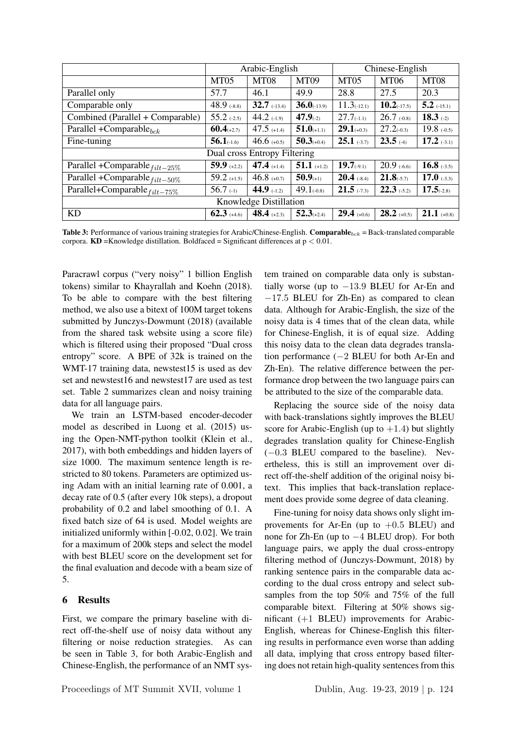| | Arabic-English | | | Chinese-English | | |
|---|---|---|---|---|---|---|
| | MT05 | MT08 | MT09 | MT05 | MT06 | MT08 |
| Parallel only | 57.7 | 46.1 | 49.9 | 28.8 | 27.5 | 20.3 |
| Comparable only | 48.9 (-8.8) | **32.7** (-13.4) | **36.0**(-13.9) | 11.3(-12.1) | **10.2**(-17.5) | **5.2** (-15.1) |
| Combined (Parallel + Comparable) | 55.2 (-2.5) | 44.2 (-1.9) | **47.9**(-2) | 27.7(-1.1) | 26.7 (-0.8) | **18.3** (-2) |
| Parallel +Comparable$_{bck}$ | **60.4**(+2.7) | 47.5 (+1.4) | **51.0**(+1.1) | **29.1**(+0.3) | 27.2(-0.3) | 19.8 (-0.5) |
| Fine-tuning | **56.1**(-1.6) | 46.6 (+0.5) | **50.3**(+0.4) | **25.1** (-3.7) | **23.5** (-4) | **17.2** (-3.1) |
| Dual cross Entropy Filtering | | | | | | |
| Parallel +Comparable$_{filt-25\%}$ | **59.9** (+2.2) | **47.4** (+1.4) | **51.1** (+1.2) | **19.7**(-9.1) | 20.9 (-6.6) | **16.8** (-3.5) |
| Parallel +Comparable$_{filt-50\%}$ | 59.2 (+1.5) | 46.8 (+0.7) | **50.9**(+1) | **20.4** (-8.4) | **21.8**(-5.7) | **17.0** (-3.3) |
| Parallel+Comparable$_{filt-75\%}$ | 56.7 (-1) | **44.9** (-1.2) | 49.1(-0.8) | **21.5** (-7.3) | **22.3** (-5.2) | **17.5**(-2.8) |
| Knowledge Distillation | | | | | | |
| KD | **62.3** (+4.6) | **48.4** (+2.3) | **52.3**(+2.4) | **29.4** (+0.6) | **28.2** (+0.5) | **21.1** (+0.8) |

**Table 3:** Performance of various training strategies for Arabic/Chinese-English. **Comparable**$_{bck}$ = Back-translated comparable corpora. **KD** =Knowledge distillation. Boldfaced = Significant differences at $p < 0.01$.

Paracrawl corpus ("very noisy" 1 billion English tokens) similar to Khayrallah and Koehn (2018). To be able to compare with the best filtering method, we also use a bitext of 100M target tokens submitted by Junczys-Dowmunt (2018) (available from the shared task website using a score file) which is filtered using their proposed "Dual cross entropy" score. A BPE of 32k is trained on the WMT-17 training data, newstest15 is used as dev set and newstest16 and newstest17 are used as test set. Table 2 summarizes clean and noisy training data for all language pairs.

We train an LSTM-based encoder-decoder model as described in Luong et al. (2015) using the Open-NMT-python toolkit (Klein et al., 2017), with both embeddings and hidden layers of size 1000. The maximum sentence length is restricted to 80 tokens. Parameters are optimized using Adam with an initial learning rate of 0.001, a decay rate of 0.5 (after every 10k steps), a dropout probability of 0.2 and label smoothing of 0.1. A fixed batch size of 64 is used. Model weights are initialized uniformly within [-0.02, 0.02]. We train for a maximum of 200k steps and select the model with best BLEU score on the development set for the final evaluation and decode with a beam size of 5.

## 6 Results

First, we compare the primary baseline with direct off-the-shelf use of noisy data without any filtering or noise reduction strategies. As can be seen in Table 3, for both Arabic-English and Chinese-English, the performance of an NMT system trained on comparable data only is substantially worse (up to $-13.9$ BLEU for Ar-En and $-17.5$ BLEU for Zh-En) as compared to clean data. Although for Arabic-English, the size of the noisy data is 4 times that of the clean data, while for Chinese-English, it is of equal size. Adding this noisy data to the clean data degrades translation performance ($-2$ BLEU for both Ar-En and Zh-En). The relative difference between the performance drop between the two language pairs can be attributed to the size of the comparable data.

Replacing the source side of the noisy data with back-translations sightly improves the BLEU score for Arabic-English (up to $+1.4$) but slightly degrades translation quality for Chinese-English ($-0.3$ BLEU compared to the baseline). Nevertheless, this is still an improvement over direct off-the-shelf addition of the original noisy bitext. This implies that back-translation replacement does provide some degree of data cleaning.

Fine-tuning for noisy data shows only slight improvements for Ar-En (up to $+0.5$ BLEU) and none for Zh-En (up to $-4$ BLEU drop). For both language pairs, we apply the dual cross-entropy filtering method of (Junczys-Dowmunt, 2018) by ranking sentence pairs in the comparable data according to the dual cross entropy and select subsamples from the top 50% and 75% of the full comparable bitext. Filtering at 50% shows significant ($+1$ BLEU) improvements for Arabic-English, whereas for Chinese-English this filtering results in performance even worse than adding all data, implying that cross entropy based filtering does not retain high-quality sentences from this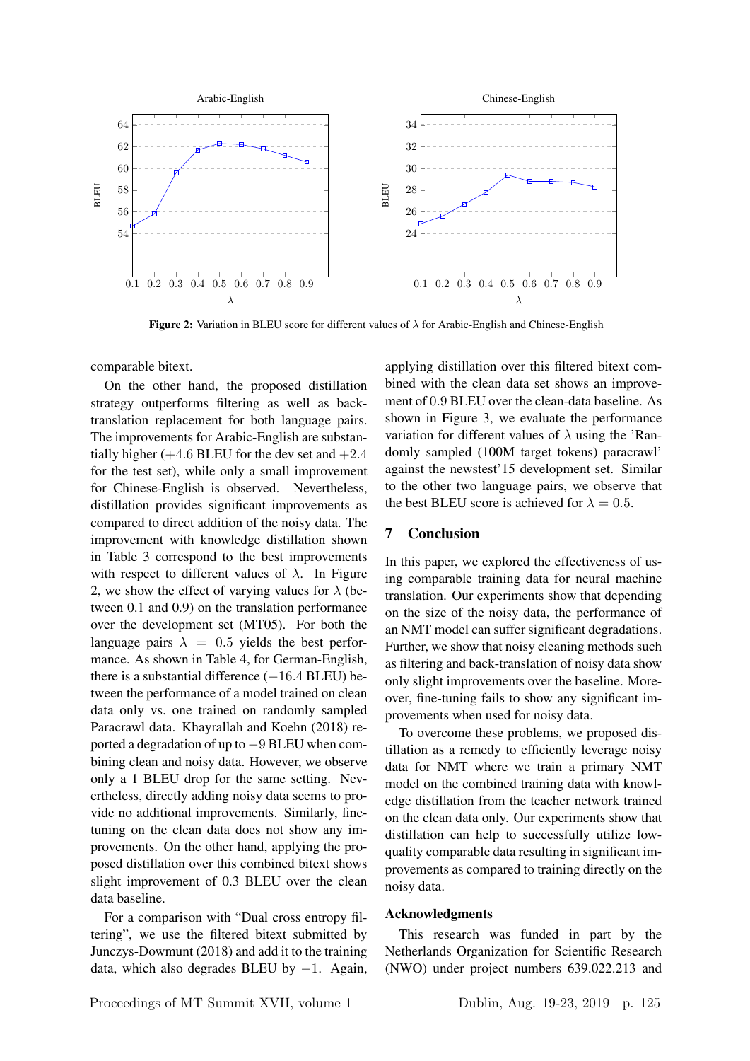Figure 2: Variation in BLEU score for different values of $\lambda$ for Arabic-English and Chinese-English

comparable bitext.

On the other hand, the proposed distillation strategy outperforms filtering as well as back-translation replacement for both language pairs. The improvements for Arabic-English are substantially higher (+4.6 BLEU for the dev set and +2.4 for the test set), while only a small improvement for Chinese-English is observed. Nevertheless, distillation provides significant improvements as compared to direct addition of the noisy data. The improvement with knowledge distillation shown in Table 3 correspond to the best improvements with respect to different values of $\lambda$. In Figure 2, we show the effect of varying values for $\lambda$ (between 0.1 and 0.9) on the translation performance over the development set (MT05). For both the language pairs $\lambda = 0.5$ yields the best performance. As shown in Table 4, for German-English, there is a substantial difference (−16.4 BLEU) between the performance of a model trained on clean data only vs. one trained on randomly sampled Paracrawl data. Khayrallah and Koehn (2018) reported a degradation of up to −9 BLEU when combining clean and noisy data. However, we observe only a 1 BLEU drop for the same setting. Nevertheless, directly adding noisy data seems to provide no additional improvements. Similarly, fine-tuning on the clean data does not show any improvements. On the other hand, applying the proposed distillation over this combined bitext shows slight improvement of 0.3 BLEU over the clean data baseline.

For a comparison with "Dual cross entropy filtering", we use the filtered bitext submitted by Junczys-Dowmunt (2018) and add it to the training data, which also degrades BLEU by −1. Again, applying distillation over this filtered bitext combined with the clean data set shows an improvement of 0.9 BLEU over the clean-data baseline. As shown in Figure 3, we evaluate the performance variation for different values of $\lambda$ using the 'Randomly sampled (100M target tokens) paracrawl' against the newstest'15 development set. Similar to the other two language pairs, we observe that the best BLEU score is achieved for $\lambda = 0.5$.

## 7 Conclusion

In this paper, we explored the effectiveness of using comparable training data for neural machine translation. Our experiments show that depending on the size of the noisy data, the performance of an NMT model can suffer significant degradations. Further, we show that noisy cleaning methods such as filtering and back-translation of noisy data show only slight improvements over the baseline. Moreover, fine-tuning fails to show any significant improvements when used for noisy data.

To overcome these problems, we proposed distillation as a remedy to efficiently leverage noisy data for NMT where we train a primary NMT model on the combined training data with knowledge distillation from the teacher network trained on the clean data only. Our experiments show that distillation can help to successfully utilize low-quality comparable data resulting in significant improvements as compared to training directly on the noisy data.

### Acknowledgments

This research was funded in part by the Netherlands Organization for Scientific Research (NWO) under project numbers 639.022.213 and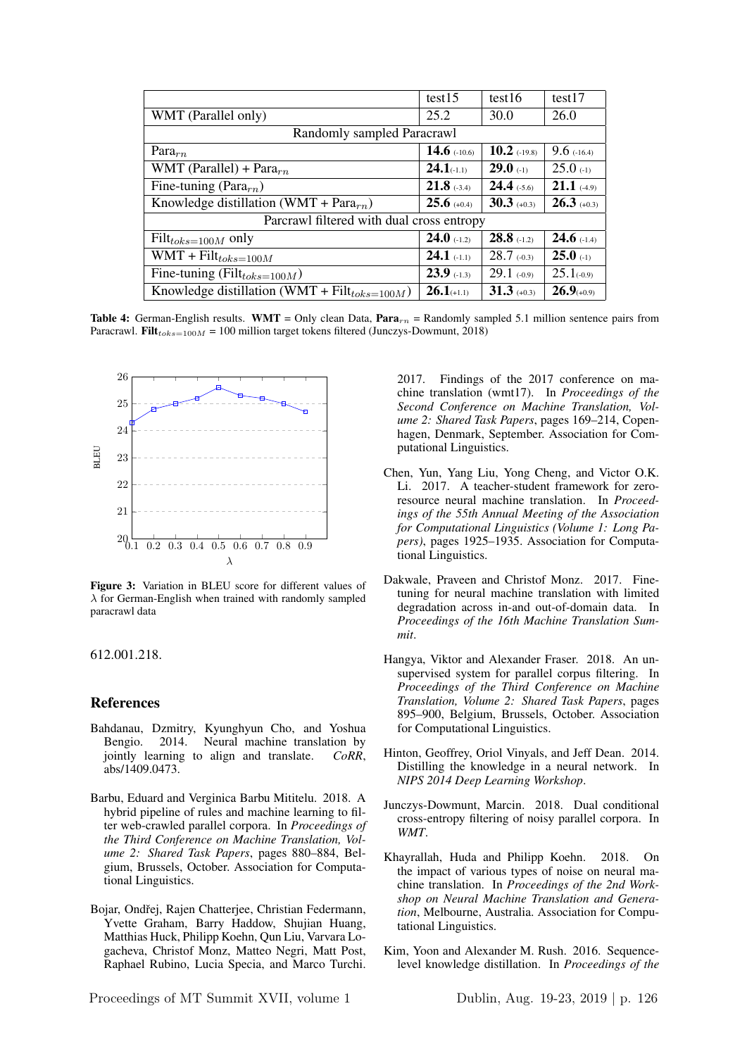|  | test15 | test16 | test17 |
|---|---|---|---|
| WMT (Parallel only) | 25.2 | 30.0 | 26.0 |
| Randomly sampled Paracrawl | | | |
| $\text{Para}_{rn}$ | **14.6** (-10.6) | **10.2** (-19.8) | 9.6 (-16.4) |
| WMT (Parallel) + $\text{Para}_{rn}$ | **24.1** (-1.1) | **29.0** (-1) | 25.0 (-1) |
| Fine-tuning ($\text{Para}_{rn}$) | **21.8** (-3.4) | **24.4** (-5.6) | **21.1** (-4.9) |
| Knowledge distillation (WMT + $\text{Para}_{rn}$) | **25.6** (+0.4) | **30.3** (+0.3) | **26.3** (+0.3) |
| Parcrawl filtered with dual cross entropy | | | |
| $\text{Filt}_{toks=100M}$ only | **24.0** (-1.2) | **28.8** (-1.2) | **24.6** (-1.4) |
| WMT + $\text{Filt}_{toks=100M}$ | **24.1** (-1.1) | 28.7 (-0.3) | **25.0** (-1) |
| Fine-tuning ($\text{Filt}_{toks=100M}$) | **23.9** (-1.3) | 29.1 (-0.9) | 25.1 (-0.9) |
| Knowledge distillation (WMT + $\text{Filt}_{toks=100M}$) | **26.1** (+1.1) | **31.3** (+0.3) | **26.9** (+0.9) |

**Table 4:** German-English results. **WMT** = Only clean Data, $\textbf{Para}_{rn}$ = Randomly sampled 5.1 million sentence pairs from Paracrawl. $\textbf{Filt}_{toks=100M}$ = 100 million target tokens filtered (Junczys-Dowmunt, 2018)

**Figure 3:** Variation in BLEU score for different values of $\lambda$ for German-English when trained with randomly sampled paracrawl data

612.001.218.

## References

Bahdanau, Dzmitry, Kyunghyun Cho, and Yoshua Bengio. 2014. Neural machine translation by jointly learning to align and translate. *CoRR*, abs/1409.0473.

Barbu, Eduard and Verginica Barbu Mititelu. 2018. A hybrid pipeline of rules and machine learning to filter web-crawled parallel corpora. In *Proceedings of the Third Conference on Machine Translation, Volume 2: Shared Task Papers*, pages 880–884, Belgium, Brussels, October. Association for Computational Linguistics.

Bojar, Ondřej, Rajen Chatterjee, Christian Federmann, Yvette Graham, Barry Haddow, Shujian Huang, Matthias Huck, Philipp Koehn, Qun Liu, Varvara Logacheva, Christof Monz, Matteo Negri, Matt Post, Raphael Rubino, Lucia Specia, and Marco Turchi. 2017. Findings of the 2017 conference on machine translation (wmt17). In *Proceedings of the Second Conference on Machine Translation, Volume 2: Shared Task Papers*, pages 169–214, Copenhagen, Denmark, September. Association for Computational Linguistics.

Chen, Yun, Yang Liu, Yong Cheng, and Victor O.K. Li. 2017. A teacher-student framework for zero-resource neural machine translation. In *Proceedings of the 55th Annual Meeting of the Association for Computational Linguistics (Volume 1: Long Papers)*, pages 1925–1935. Association for Computational Linguistics.

Dakwale, Praveen and Christof Monz. 2017. Fine-tuning for neural machine translation with limited degradation across in-and out-of-domain data. In *Proceedings of the 16th Machine Translation Summit*.

Hangya, Viktor and Alexander Fraser. 2018. An unsupervised system for parallel corpus filtering. In *Proceedings of the Third Conference on Machine Translation, Volume 2: Shared Task Papers*, pages 895–900, Belgium, Brussels, October. Association for Computational Linguistics.

Hinton, Geoffrey, Oriol Vinyals, and Jeff Dean. 2014. Distilling the knowledge in a neural network. In *NIPS 2014 Deep Learning Workshop*.

Junczys-Dowmunt, Marcin. 2018. Dual conditional cross-entropy filtering of noisy parallel corpora. In *WMT*.

Khayrallah, Huda and Philipp Koehn. 2018. On the impact of various types of noise on neural machine translation. In *Proceedings of the 2nd Workshop on Neural Machine Translation and Generation*, Melbourne, Australia. Association for Computational Linguistics.

Kim, Yoon and Alexander M. Rush. 2016. Sequence-level knowledge distillation. In *Proceedings of the*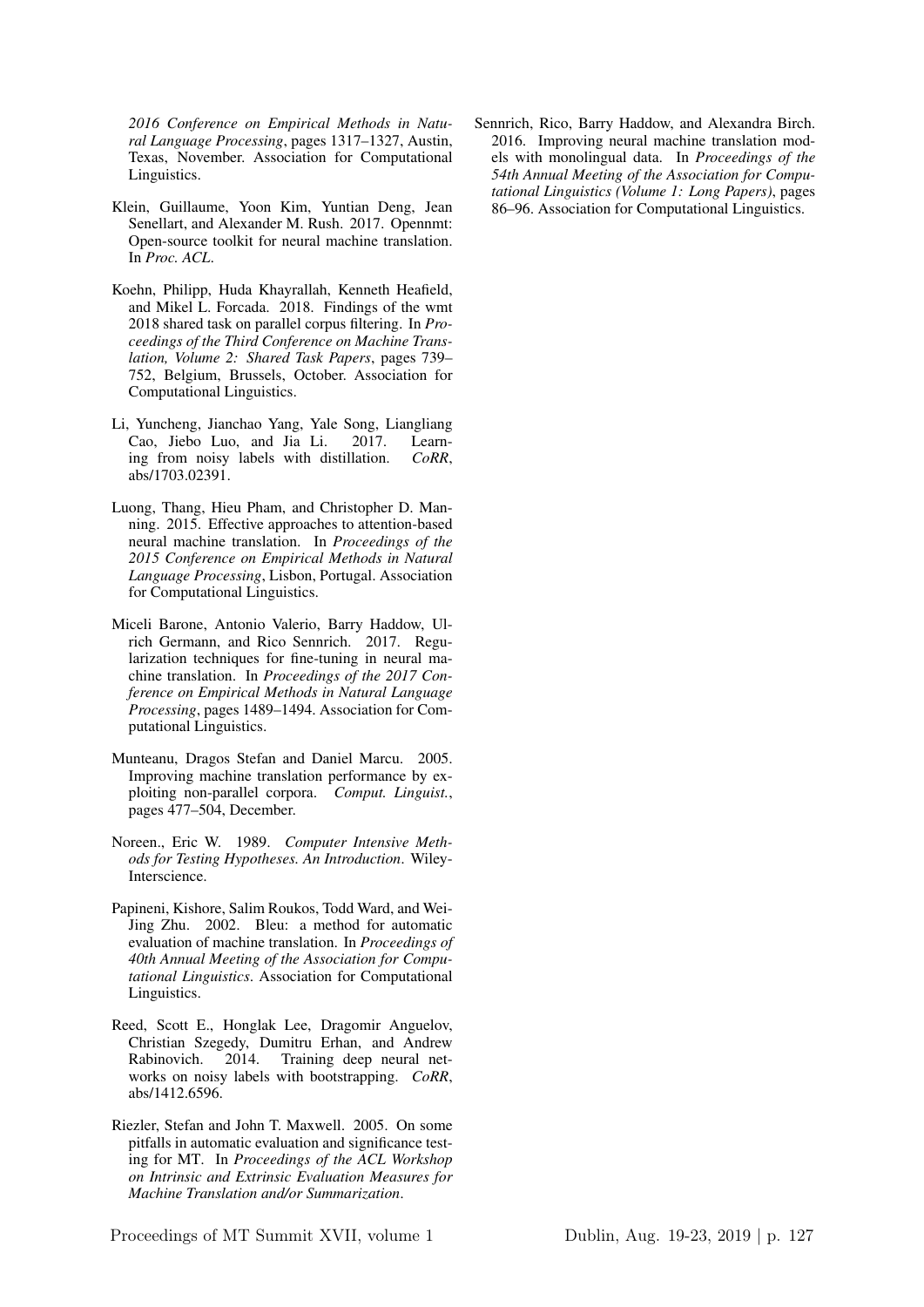*2016 Conference on Empirical Methods in Natural Language Processing*, pages 1317–1327, Austin, Texas, November. Association for Computational Linguistics.

Klein, Guillaume, Yoon Kim, Yuntian Deng, Jean Senellart, and Alexander M. Rush. 2017. Opennmt: Open-source toolkit for neural machine translation. In *Proc. ACL*.

Koehn, Philipp, Huda Khayrallah, Kenneth Heafield, and Mikel L. Forcada. 2018. Findings of the wmt 2018 shared task on parallel corpus filtering. In *Proceedings of the Third Conference on Machine Translation, Volume 2: Shared Task Papers*, pages 739–752, Belgium, Brussels, October. Association for Computational Linguistics.

Li, Yuncheng, Jianchao Yang, Yale Song, Liangliang Cao, Jiebo Luo, and Jia Li. 2017. Learning from noisy labels with distillation. *CoRR*, abs/1703.02391.

Luong, Thang, Hieu Pham, and Christopher D. Manning. 2015. Effective approaches to attention-based neural machine translation. In *Proceedings of the 2015 Conference on Empirical Methods in Natural Language Processing*, Lisbon, Portugal. Association for Computational Linguistics.

Miceli Barone, Antonio Valerio, Barry Haddow, Ulrich Germann, and Rico Sennrich. 2017. Regularization techniques for fine-tuning in neural machine translation. In *Proceedings of the 2017 Conference on Empirical Methods in Natural Language Processing*, pages 1489–1494. Association for Computational Linguistics.

Munteanu, Dragos Stefan and Daniel Marcu. 2005. Improving machine translation performance by exploiting non-parallel corpora. *Comput. Linguist.*, pages 477–504, December.

Noreen., Eric W. 1989. *Computer Intensive Methods for Testing Hypotheses. An Introduction*. Wiley-Interscience.

Papineni, Kishore, Salim Roukos, Todd Ward, and Wei-Jing Zhu. 2002. Bleu: a method for automatic evaluation of machine translation. In *Proceedings of 40th Annual Meeting of the Association for Computational Linguistics*. Association for Computational Linguistics.

Reed, Scott E., Honglak Lee, Dragomir Anguelov, Christian Szegedy, Dumitru Erhan, and Andrew Rabinovich. 2014. Training deep neural networks on noisy labels with bootstrapping. *CoRR*, abs/1412.6596.

Riezler, Stefan and John T. Maxwell. 2005. On some pitfalls in automatic evaluation and significance testing for MT. In *Proceedings of the ACL Workshop on Intrinsic and Extrinsic Evaluation Measures for Machine Translation and/or Summarization*.

Sennrich, Rico, Barry Haddow, and Alexandra Birch. 2016. Improving neural machine translation models with monolingual data. In *Proceedings of the 54th Annual Meeting of the Association for Computational Linguistics (Volume 1: Long Papers)*, pages 86–96. Association for Computational Linguistics.